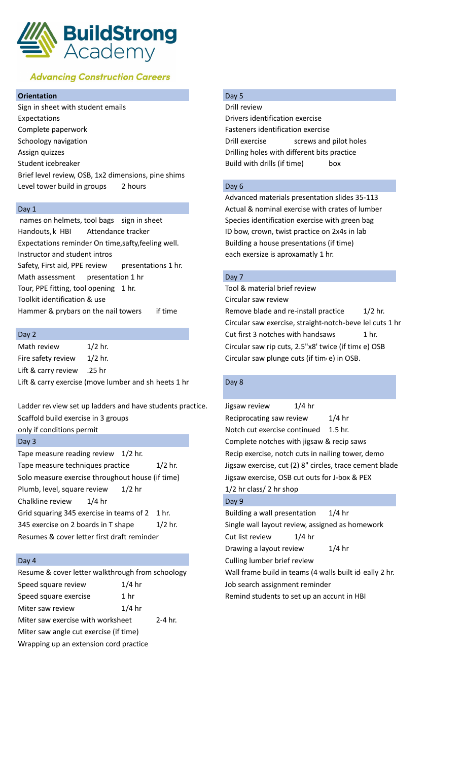# BuildStrong Academy

*Advancing Construction Careers*

## Orientation

Sign in sheet with student emails
Expectations
Complete paperwork
Schoology navigation
Assign quizzes
Student icebreaker
Brief level review, OSB, 1x2 dimensions, pine shims
Level tower build in groups 2 hours

## Day 1

names on helmets, tool bags sign in sheet
Handouts, k HBI Attendance tracker
Expectations reminder On time,safty,feeling well.
Instructor and student intros
Safety, First aid, PPE review presentations 1 hr.
Math assessment presentation 1 hr
Tour, PPE fitting, tool opening 1 hr.
Toolkit identification & use
Hammer & prybars on the nail towers if time

## Day 2

Math review 1/2 hr.
Fire safety review 1/2 hr.
Lift & carry review .25 hr
Lift & carry exercise (move lumber and sh heets 1 hr

Ladder re view set up ladders and have students practice.
Scaffold build exercise in 3 groups
only if conditions permit

## Day 3

Tape measure reading review 1/2 hr.
Tape measure techniques practice 1/2 hr.
Solo measure exercise throughout house (if time)
Plumb, level, square review 1/2 hr
Chalkline review 1/4 hr
Grid squaring 345 exercise in teams of 2 1 hr.
345 exercise on 2 boards in T shape 1/2 hr.
Resumes & cover letter first draft reminder

## Day 4

Resume & cover letter walkthrough from schoology
Speed square review 1/4 hr
Speed square exercise 1 hr
Miter saw review 1/4 hr
Miter saw exercise with worksheet 2-4 hr.
Miter saw angle cut exercise (if time)
Wrapping up an extension cord practice

## Day 5

Drill review
Drivers identification exercise
Fasteners identification exercise
Drill exercise screws and pilot holes
Drilling holes with different bits practice
Build with drills (if time) box

## Day 6

Advanced materials presentation slides 35-113
Actual & nominal exercise with crates of lumber
Species identification exercise with green bag
ID bow, crown, twist practice on 2x4s in lab
Building a house presentations (if time)
each exersize is aproxamatly 1 hr.

## Day 7

Tool & material brief review
Circular saw review
Remove blade and re-install practice 1/2 hr.
Circular saw exercise, straight-notch-beve lel cuts 1 hr
Cut first 3 notches with handsaws 1 hr.
Circular saw rip cuts, 2.5"x8' twice (if tim e) OSB
Circular saw plunge cuts (if tim e) in OSB.

## Day 8

Jigsaw review 1/4 hr
Reciprocating saw review 1/4 hr
Notch cut exercise continued 1.5 hr.
Complete notches with jigsaw & recip saws
Recip exercise, notch cuts in nailing tower, demo
Jigsaw exercise, cut (2) 8" circles, trace cement blade
Jigsaw exercise, OSB cut outs for J-box & PEX
1/2 hr class/ 2 hr shop

## Day 9

Building a wall presentation 1/4 hr
Single wall layout review, assigned as homework
Cut list review 1/4 hr
Drawing a layout review 1/4 hr
Culling lumber brief review
Wall frame build in teams (4 walls built id eally 2 hr.
Job search assignment reminder
Remind students to set up an accunt in HBI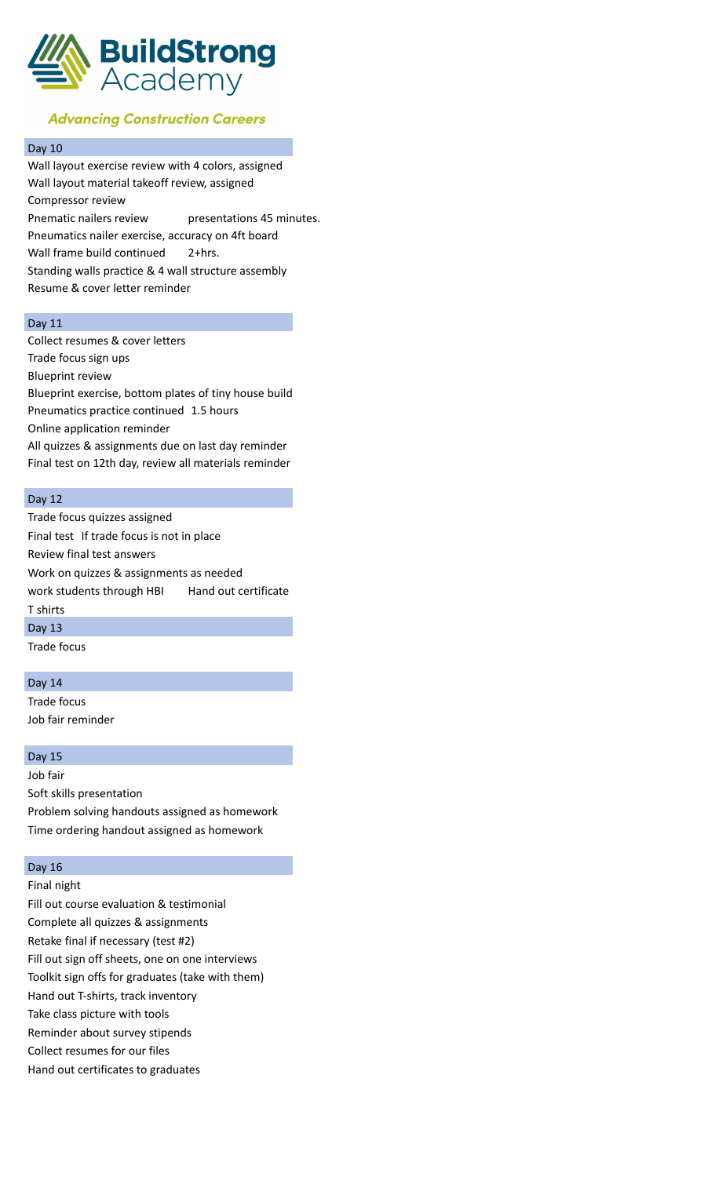# BuildStrong Academy

*Advancing Construction Careers*

## Day 10

Wall layout exercise review with 4 colors, assigned
Wall layout material takeoff review, assigned
Compressor review
Pnematic nailers review presentations 45 minutes.
Pneumatics nailer exercise, accuracy on 4ft board
Wall frame build continued 2+hrs.
Standing walls practice & 4 wall structure assembly
Resume & cover letter reminder

## Day 11

Collect resumes & cover letters
Trade focus sign ups
Blueprint review
Blueprint exercise, bottom plates of tiny house build
Pneumatics practice continued 1.5 hours
Online application reminder
All quizzes & assignments due on last day reminder
Final test on 12th day, review all materials reminder

## Day 12

Trade focus quizzes assigned
Final test If trade focus is not in place
Review final test answers
Work on quizzes & assignments as needed
work students through HBI Hand out certificate
T shirts

## Day 13

Trade focus

## Day 14

Trade focus
Job fair reminder

## Day 15

Job fair
Soft skills presentation
Problem solving handouts assigned as homework
Time ordering handout assigned as homework

## Day 16

Final night
Fill out course evaluation & testimonial
Complete all quizzes & assignments
Retake final if necessary (test #2)
Fill out sign off sheets, one on one interviews
Toolkit sign offs for graduates (take with them)
Hand out T-shirts, track inventory
Take class picture with tools
Reminder about survey stipends
Collect resumes for our files
Hand out certificates to graduates